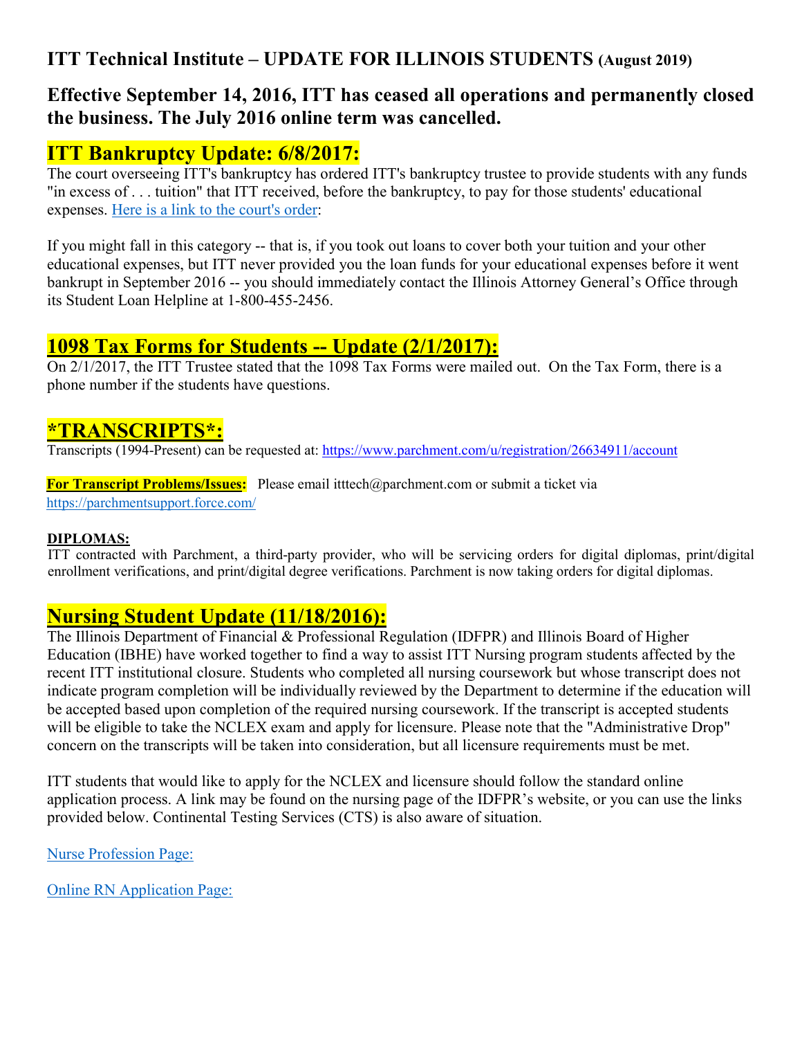# ITT Technical Institute – UPDATE FOR ILLINOIS STUDENTS (August 2019)

## Effective September 14, 2016, ITT has ceased all operations and permanently closed the business. The July 2016 online term was cancelled.

## ITT Bankruptcy Update: 6/8/2017:

The court overseeing ITT's bankruptcy has ordered ITT's bankruptcy trustee to provide students with any funds "in excess of . . . tuition" that ITT received, before the bankruptcy, to pay for those students' educational expenses. Here is a link to the court's order:

If you might fall in this category -- that is, if you took out loans to cover both your tuition and your other educational expenses, but ITT never provided you the loan funds for your educational expenses before it went bankrupt in September 2016 -- you should immediately contact the Illinois Attorney General's Office through its Student Loan Helpline at 1-800-455-2456.

## 1098 Tax Forms for Students -- Update (2/1/2017):

On 2/1/2017, the ITT Trustee stated that the 1098 Tax Forms were mailed out. On the Tax Form, there is a phone number if the students have questions.

## *TRANSCRIPTS*:

Transcripts (1994-Present) can be requested at: https://www.parchment.com/u/registration/26634911/account

**For Transcript Problems/Issues:** Please email itttech@parchment.com or submit a ticket via https://parchmentsupport.force.com/

### DIPLOMAS:

ITT contracted with Parchment, a third-party provider, who will be servicing orders for digital diplomas, print/digital enrollment verifications, and print/digital degree verifications. Parchment is now taking orders for digital diplomas.

## Nursing Student Update (11/18/2016):

The Illinois Department of Financial & Professional Regulation (IDFPR) and Illinois Board of Higher Education (IBHE) have worked together to find a way to assist ITT Nursing program students affected by the recent ITT institutional closure. Students who completed all nursing coursework but whose transcript does not indicate program completion will be individually reviewed by the Department to determine if the education will be accepted based upon completion of the required nursing coursework. If the transcript is accepted students will be eligible to take the NCLEX exam and apply for licensure. Please note that the "Administrative Drop" concern on the transcripts will be taken into consideration, but all licensure requirements must be met.

ITT students that would like to apply for the NCLEX and licensure should follow the standard online application process. A link may be found on the nursing page of the IDFPR's website, or you can use the links provided below. Continental Testing Services (CTS) is also aware of situation.

Nurse Profession Page:

Online RN Application Page: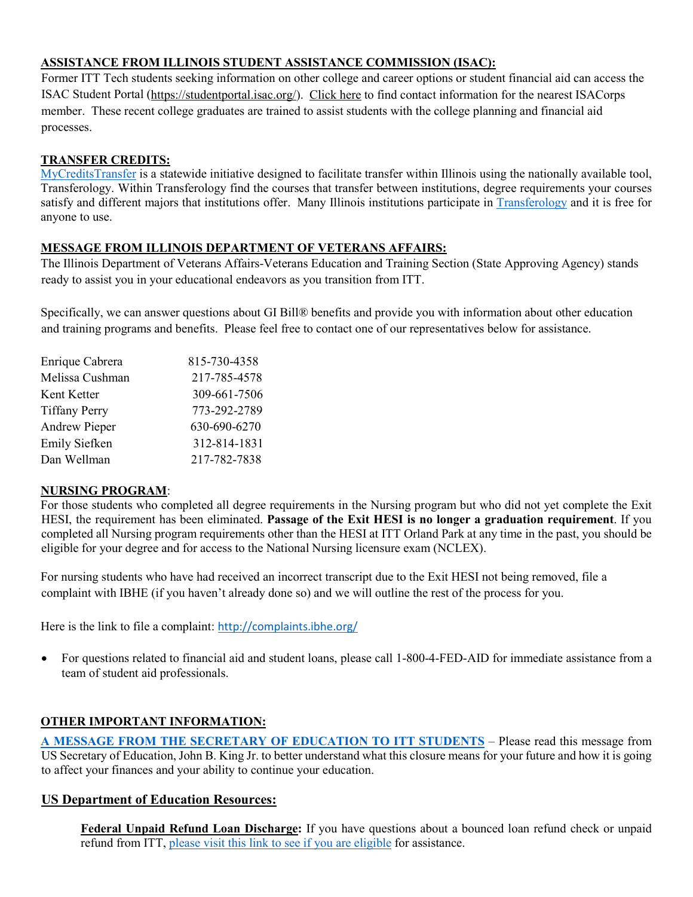## ASSISTANCE FROM ILLINOIS STUDENT ASSISTANCE COMMISSION (ISAC):

Former ITT Tech students seeking information on other college and career options or student financial aid can access the ISAC Student Portal (https://studentportal.isac.org/). Click here to find contact information for the nearest ISACorps member. These recent college graduates are trained to assist students with the college planning and financial aid processes.

## TRANSFER CREDITS:

MyCreditsTransfer is a statewide initiative designed to facilitate transfer within Illinois using the nationally available tool, Transferology. Within Transferology find the courses that transfer between institutions, degree requirements your courses satisfy and different majors that institutions offer. Many Illinois institutions participate in Transferology and it is free for anyone to use.

## MESSAGE FROM ILLINOIS DEPARTMENT OF VETERANS AFFAIRS:

The Illinois Department of Veterans Affairs-Veterans Education and Training Section (State Approving Agency) stands ready to assist you in your educational endeavors as you transition from ITT.

Specifically, we can answer questions about GI Bill® benefits and provide you with information about other education and training programs and benefits. Please feel free to contact one of our representatives below for assistance.

| Name | Phone |
|---|---|
| Enrique Cabrera | 815-730-4358 |
| Melissa Cushman | 217-785-4578 |
| Kent Ketter | 309-661-7506 |
| Tiffany Perry | 773-292-2789 |
| Andrew Pieper | 630-690-6270 |
| Emily Siefken | 312-814-1831 |
| Dan Wellman | 217-782-7838 |

## NURSING PROGRAM:

For those students who completed all degree requirements in the Nursing program but who did not yet complete the Exit HESI, the requirement has been eliminated. **Passage of the Exit HESI is no longer a graduation requirement**. If you completed all Nursing program requirements other than the HESI at ITT Orland Park at any time in the past, you should be eligible for your degree and for access to the National Nursing licensure exam (NCLEX).

For nursing students who have had received an incorrect transcript due to the Exit HESI not being removed, file a complaint with IBHE (if you haven't already done so) and we will outline the rest of the process for you.

Here is the link to file a complaint: http://complaints.ibhe.org/

- For questions related to financial aid and student loans, please call 1-800-4-FED-AID for immediate assistance from a team of student aid professionals.

## OTHER IMPORTANT INFORMATION:

**A MESSAGE FROM THE SECRETARY OF EDUCATION TO ITT STUDENTS** – Please read this message from US Secretary of Education, John B. King Jr. to better understand what this closure means for your future and how it is going to affect your finances and your ability to continue your education.

## US Department of Education Resources:

**Federal Unpaid Refund Loan Discharge:** If you have questions about a bounced loan refund check or unpaid refund from ITT, please visit this link to see if you are eligible for assistance.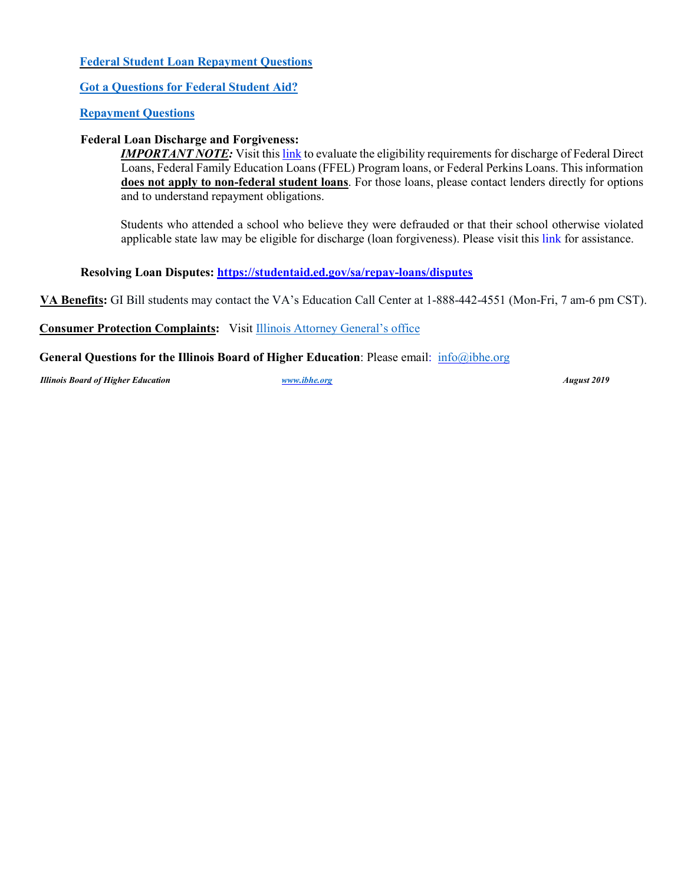**Federal Student Loan Repayment Questions**

**Got a Questions for Federal Student Aid?**

**Repayment Questions**

**Federal Loan Discharge and Forgiveness:**

***IMPORTANT NOTE:*** Visit this link to evaluate the eligibility requirements for discharge of Federal Direct Loans, Federal Family Education Loans (FFEL) Program loans, or Federal Perkins Loans. This information **does not apply to non-federal student loans**. For those loans, please contact lenders directly for options and to understand repayment obligations.

Students who attended a school who believe they were defrauded or that their school otherwise violated applicable state law may be eligible for discharge (loan forgiveness). Please visit this link for assistance.

**Resolving Loan Disputes: https://studentaid.ed.gov/sa/repay-loans/disputes**

**VA Benefits:** GI Bill students may contact the VA's Education Call Center at 1-888-442-4551 (Mon-Fri, 7 am-6 pm CST).

**Consumer Protection Complaints:** Visit Illinois Attorney General's office

**General Questions for the Illinois Board of Higher Education**: Please email: info@ibhe.org